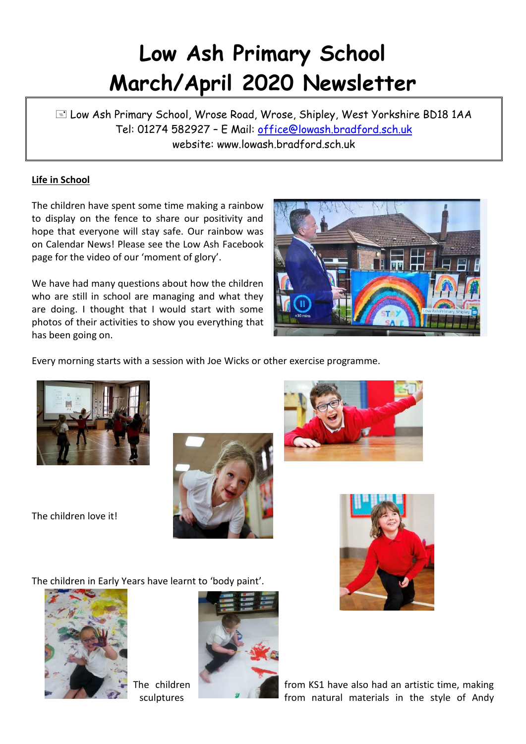# Low Ash Primary School
# March/April 2020 Newsletter

Low Ash Primary School, Wrose Road, Wrose, Shipley, West Yorkshire BD18 1AA
Tel: 01274 582927 – E Mail: office@lowash.bradford.sch.uk
website: www.lowash.bradford.sch.uk

**Life in School**

The children have spent some time making a rainbow to display on the fence to share our positivity and hope that everyone will stay safe. Our rainbow was on Calendar News! Please see the Low Ash Facebook page for the video of our 'moment of glory'.

We have had many questions about how the children who are still in school are managing and what they are doing. I thought that I would start with some photos of their activities to show you everything that has been going on.

Every morning starts with a session with Joe Wicks or other exercise programme.

The children love it!

The children in Early Years have learnt to 'body paint'.

The children from KS1 have also had an artistic time, making sculptures from natural materials in the style of Andy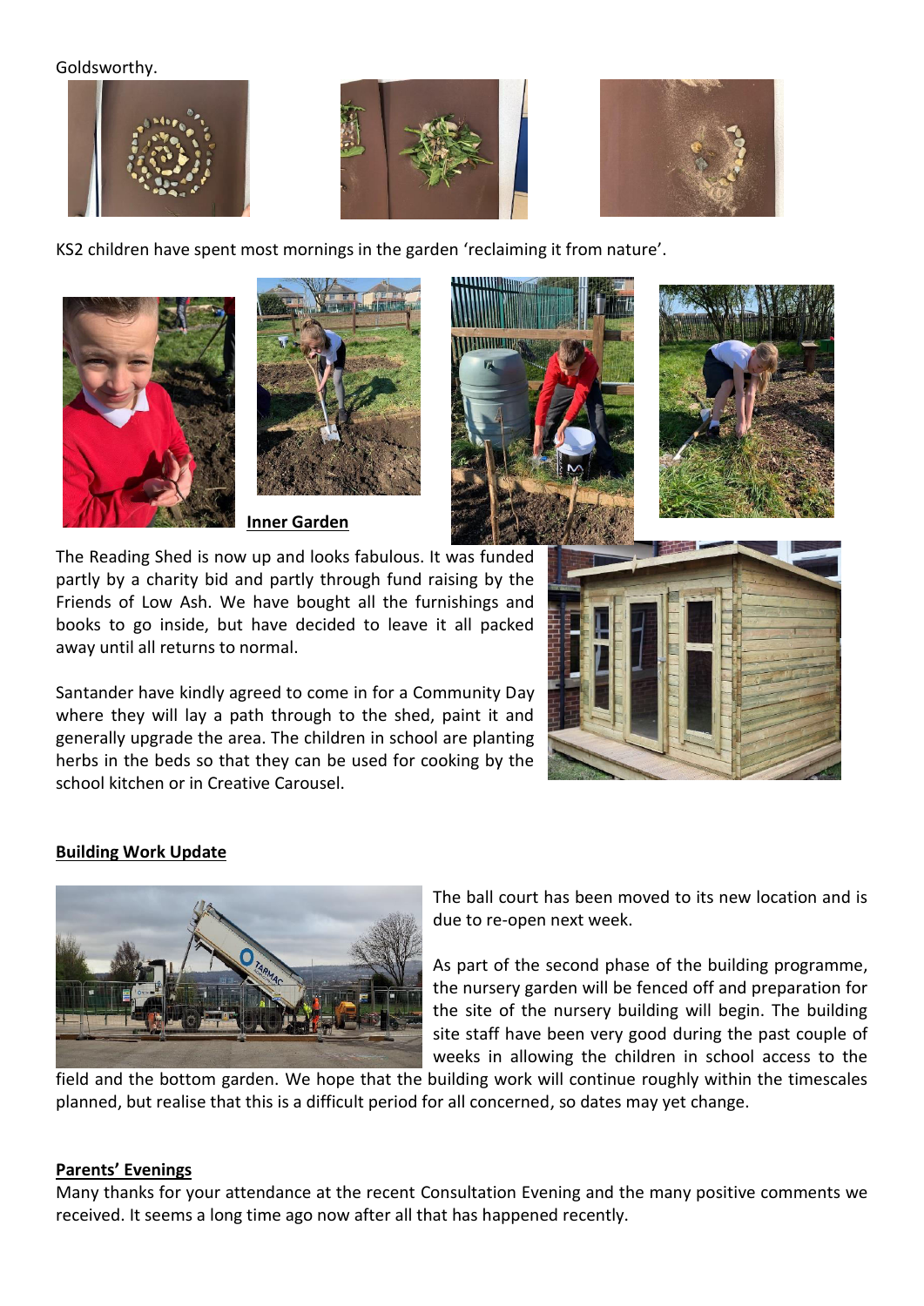Goldsworthy.

KS2 children have spent most mornings in the garden 'reclaiming it from nature'.

**Inner Garden**

The Reading Shed is now up and looks fabulous. It was funded partly by a charity bid and partly through fund raising by the Friends of Low Ash. We have bought all the furnishings and books to go inside, but have decided to leave it all packed away until all returns to normal.

Santander have kindly agreed to come in for a Community Day where they will lay a path through to the shed, paint it and generally upgrade the area. The children in school are planting herbs in the beds so that they can be used for cooking by the school kitchen or in Creative Carousel.

**Building Work Update**

The ball court has been moved to its new location and is due to re-open next week.

As part of the second phase of the building programme, the nursery garden will be fenced off and preparation for the site of the nursery building will begin. The building site staff have been very good during the past couple of weeks in allowing the children in school access to the field and the bottom garden. We hope that the building work will continue roughly within the timescales planned, but realise that this is a difficult period for all concerned, so dates may yet change.

**Parents' Evenings**

Many thanks for your attendance at the recent Consultation Evening and the many positive comments we received. It seems a long time ago now after all that has happened recently.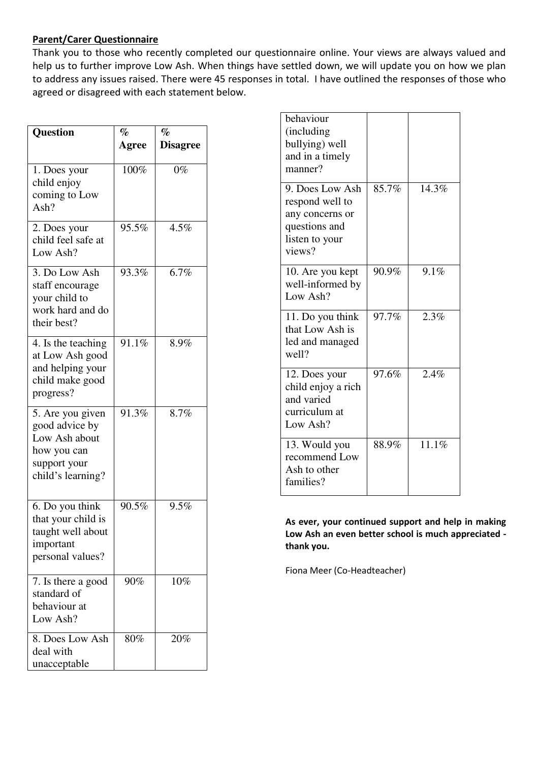**Parent/Carer Questionnaire**

Thank you to those who recently completed our questionnaire online. Your views are always valued and help us to further improve Low Ash. When things have settled down, we will update you on how we plan to address any issues raised. There were 45 responses in total. I have outlined the responses of those who agreed or disagreed with each statement below.

| Question | % Agree | % Disagree |
|---|---|---|
| 1. Does your child enjoy coming to Low Ash? | 100% | 0% |
| 2. Does your child feel safe at Low Ash? | 95.5% | 4.5% |
| 3. Do Low Ash staff encourage your child to work hard and do their best? | 93.3% | 6.7% |
| 4. Is the teaching at Low Ash good and helping your child make good progress? | 91.1% | 8.9% |
| 5. Are you given good advice by Low Ash about how you can support your child's learning? | 91.3% | 8.7% |
| 6. Do you think that your child is taught well about important personal values? | 90.5% | 9.5% |
| 7. Is there a good standard of behaviour at Low Ash? | 90% | 10% |
| 8. Does Low Ash deal with unacceptable behaviour (including bullying) well and in a timely manner? | 80% | 20% |
| 9. Does Low Ash respond well to any concerns or questions and listen to your views? | 85.7% | 14.3% |
| 10. Are you kept well-informed by Low Ash? | 90.9% | 9.1% |
| 11. Do you think that Low Ash is led and managed well? | 97.7% | 2.3% |
| 12. Does your child enjoy a rich and varied curriculum at Low Ash? | 97.6% | 2.4% |
| 13. Would you recommend Low Ash to other families? | 88.9% | 11.1% |

**As ever, your continued support and help in making Low Ash an even better school is much appreciated - thank you.**

Fiona Meer (Co-Headteacher)